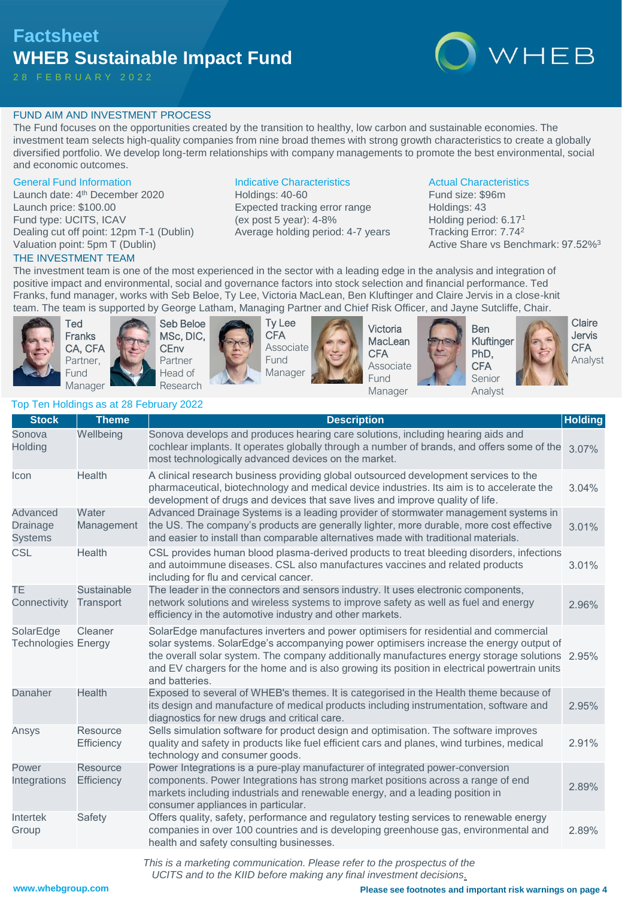# Factsheet

# WHEB Sustainable Impact Fund

28 FEBRUARY 2022

## FUND AIM AND INVESTMENT PROCESS

The Fund focuses on the opportunities created by the transition to healthy, low carbon and sustainable economies. The investment team selects high-quality companies from nine broad themes with strong growth characteristics to create a globally diversified portfolio. We develop long-term relationships with company managements to promote the best environmental, social and economic outcomes.

### General Fund Information

Launch date: 4th December 2020
Launch price: $100.00
Fund type: UCITS, ICAV
Dealing cut off point: 12pm T-1 (Dublin)
Valuation point: 5pm T (Dublin)

### Indicative Characteristics

Holdings: 40-60
Expected tracking error range (ex post 5 year): 4-8%
Average holding period: 4-7 years

### Actual Characteristics

Fund size: $96m
Holdings: 43
Holding period: 6.17[1]
Tracking Error: 7.74[2]
Active Share vs Benchmark: 97.52%[3]

## THE INVESTMENT TEAM

The investment team is one of the most experienced in the sector with a leading edge in the analysis and integration of positive impact and environmental, social and governance factors into stock selection and financial performance. Ted Franks, fund manager, works with Seb Beloe, Ty Lee, Victoria MacLean, Ben Kluftinger and Claire Jervis in a close-knit team. The team is supported by George Latham, Managing Partner and Chief Risk Officer, and Jayne Sutcliffe, Chair.

- **Ted Franks** CA, CFA – Partner, Fund Manager
- **Seb Beloe** MSc, DIC, CEnv – Partner, Head of Research
- **Ty Lee** CFA – Associate Fund Manager
- **Victoria MacLean** CFA – Associate Fund Manager
- **Ben Kluftinger** PhD, CFA – Senior Analyst
- **Claire Jervis** CFA – Analyst

### Top Ten Holdings as at 28 February 2022

| Stock | Theme | Description | Holding |
|---|---|---|---|
| Sonova Holding | Wellbeing | Sonova develops and produces hearing care solutions, including hearing aids and cochlear implants. It operates globally through a number of brands, and offers some of the most technologically advanced devices on the market. | 3.07% |
| Icon | Health | A clinical research business providing global outsourced development services to the pharmaceutical, biotechnology and medical device industries. Its aim is to accelerate the development of drugs and devices that save lives and improve quality of life. | 3.04% |
| Advanced Drainage Systems | Water Management | Advanced Drainage Systems is a leading provider of stormwater management systems in the US. The company's products are generally lighter, more durable, more cost effective and easier to install than comparable alternatives made with traditional materials. | 3.01% |
| CSL | Health | CSL provides human blood plasma-derived products to treat bleeding disorders, infections and autoimmune diseases. CSL also manufactures vaccines and related products including for flu and cervical cancer. | 3.01% |
| TE Connectivity | Sustainable Transport | The leader in the connectors and sensors industry. It uses electronic components, network solutions and wireless systems to improve safety as well as fuel and energy efficiency in the automotive industry and other markets. | 2.96% |
| SolarEdge Technologies | Cleaner Energy | SolarEdge manufactures inverters and power optimisers for residential and commercial solar systems. SolarEdge's accompanying power optimisers increase the energy output of the overall solar system. The company additionally manufactures energy storage solutions and EV chargers for the home and is also growing its position in electrical powertrain units and batteries. | 2.95% |
| Danaher | Health | Exposed to several of WHEB's themes. It is categorised in the Health theme because of its design and manufacture of medical products including instrumentation, software and diagnostics for new drugs and critical care. | 2.95% |
| Ansys | Resource Efficiency | Sells simulation software for product design and optimisation. The software improves quality and safety in products like fuel efficient cars and planes, wind turbines, medical technology and consumer goods. | 2.91% |
| Power Integrations | Resource Efficiency | Power Integrations is a pure-play manufacturer of integrated power-conversion components. Power Integrations has strong market positions across a range of end markets including industrials and renewable energy, and a leading position in consumer appliances in particular. | 2.89% |
| Intertek Group | Safety | Offers quality, safety, performance and regulatory testing services to renewable energy companies in over 100 countries and is developing greenhouse gas, environmental and health and safety consulting businesses. | 2.89% |

*This is a marketing communication. Please refer to the prospectus of the UCITS and to the KIID before making any final investment decisions.*

www.whebgroup.com

**Please see footnotes and important risk warnings on page 4**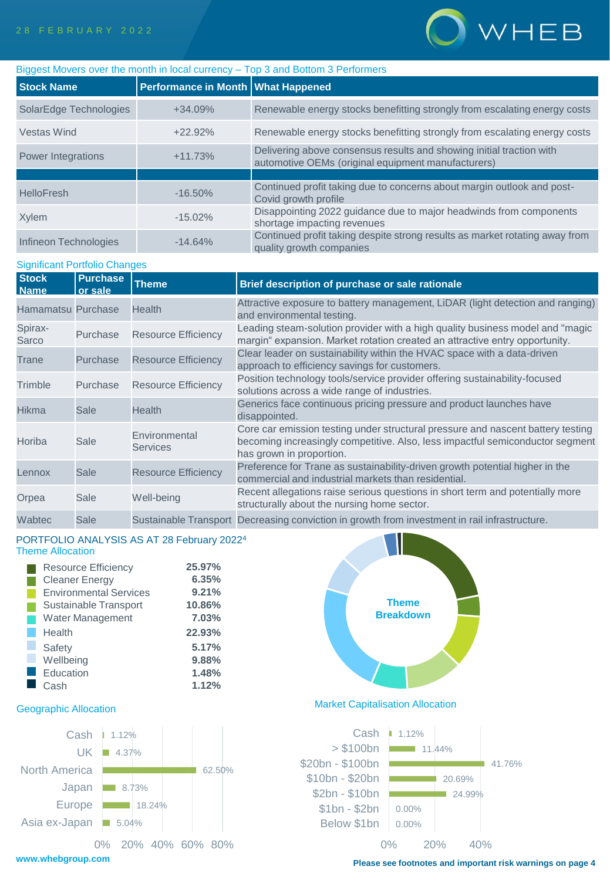## Biggest Movers over the month in local currency – Top 3 and Bottom 3 Performers

| Stock Name | Performance in Month | What Happened |
|---|---|---|
| SolarEdge Technologies | +34.09% | Renewable energy stocks benefitting strongly from escalating energy costs |
| Vestas Wind | +22.92% | Renewable energy stocks benefitting strongly from escalating energy costs |
| Power Integrations | +11.73% | Delivering above consensus results and showing initial traction with automotive OEMs (original equipment manufacturers) |
| | | |
| HelloFresh | -16.50% | Continued profit taking due to concerns about margin outlook and post-Covid growth profile |
| Xylem | -15.02% | Disappointing 2022 guidance due to major headwinds from components shortage impacting revenues |
| Infineon Technologies | -14.64% | Continued profit taking despite strong results as market rotating away from quality growth companies |

## Significant Portfolio Changes

| Stock Name | Purchase or sale | Theme | Brief description of purchase or sale rationale |
|---|---|---|---|
| Hamamatsu | Purchase | Health | Attractive exposure to battery management, LiDAR (light detection and ranging) and environmental testing. |
| Spirax-Sarco | Purchase | Resource Efficiency | Leading steam-solution provider with a high quality business model and "magic margin" expansion. Market rotation created an attractive entry opportunity. |
| Trane | Purchase | Resource Efficiency | Clear leader on sustainability within the HVAC space with a data-driven approach to efficiency savings for customers. |
| Trimble | Purchase | Resource Efficiency | Position technology tools/service provider offering sustainability-focused solutions across a wide range of industries. |
| Hikma | Sale | Health | Generics face continuous pricing pressure and product launches have disappointed. |
| Horiba | Sale | Environmental Services | Core car emission testing under structural pressure and nascent battery testing becoming increasingly competitive. Also, less impactful semiconductor segment has grown in proportion. |
| Lennox | Sale | Resource Efficiency | Preference for Trane as sustainability-driven growth potential higher in the commercial and industrial markets than residential. |
| Orpea | Sale | Well-being | Recent allegations raise serious questions in short term and potentially more structurally about the nursing home sector. |
| Wabtec | Sale | Sustainable Transport | Decreasing conviction in growth from investment in rail infrastructure. |

## PORTFOLIO ANALYSIS AS AT 28 February 2022[4]

### Theme Allocation

| Theme | Allocation |
|---|---|
| Resource Efficiency | 25.97% |
| Cleaner Energy | 6.35% |
| Environmental Services | 9.21% |
| Sustainable Transport | 10.86% |
| Water Management | 7.03% |
| Health | 22.93% |
| Safety | 5.17% |
| Wellbeing | 9.88% |
| Education | 1.48% |
| Cash | 1.12% |

Theme Breakdown

### Geographic Allocation

| Region | Allocation |
|---|---|
| Cash | 1.12% |
| UK | 4.37% |
| North America | 62.50% |
| Japan | 8.73% |
| Europe | 18.24% |
| Asia ex-Japan | 5.04% |

### Market Capitalisation Allocation

| Market Cap | Allocation |
|---|---|
| Cash | 1.12% |
| > $100bn | 11.44% |
| $20bn - $100bn | 41.76% |
| $10bn - $20bn | 20.69% |
| $2bn - $10bn | 24.99% |
| $1bn - $2bn | 0.00% |
| Below $1bn | 0.00% |

www.whebgroup.com

**Please see footnotes and important risk warnings on page 4**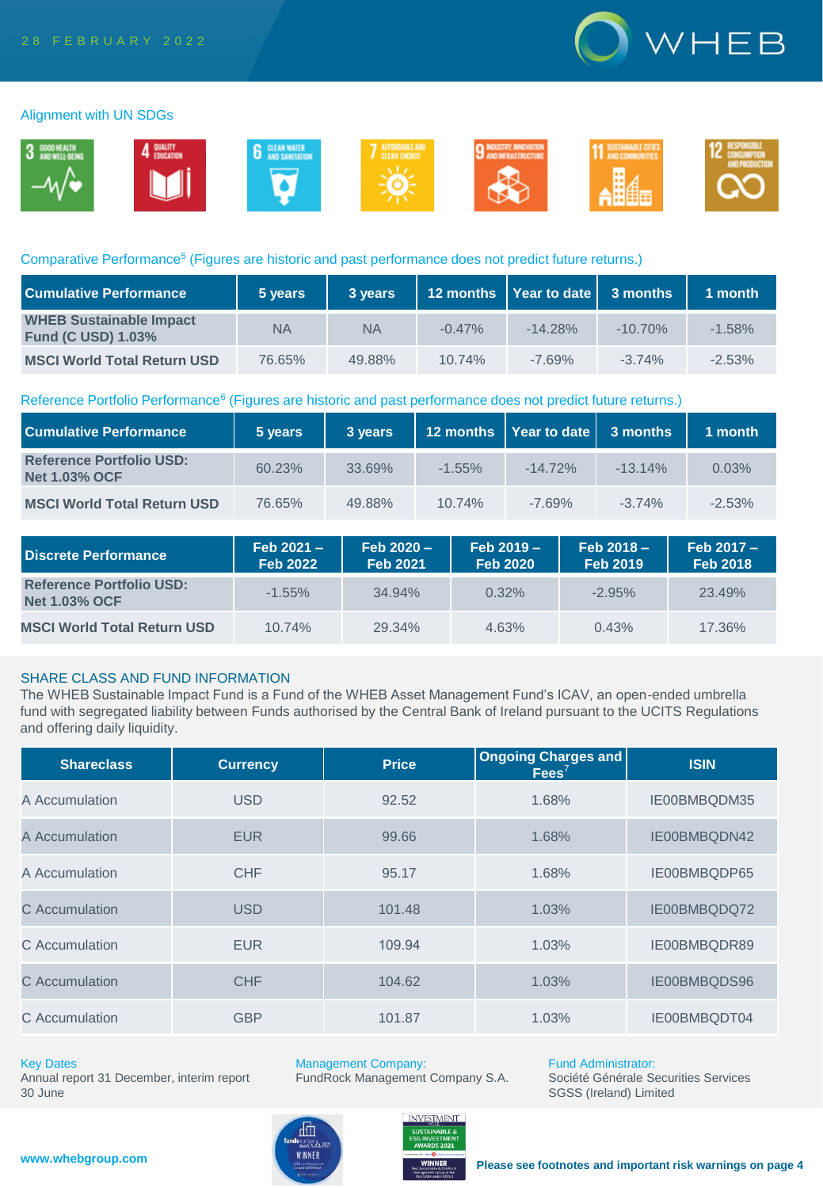28 FEBRUARY 2022

Alignment with UN SDGs

3 GOOD HEALTH AND WELL-BEING | 4 QUALITY EDUCATION | 6 CLEAN WATER AND SANITATION | 7 AFFORDABLE AND CLEAN ENERGY | 9 INDUSTRY, INNOVATION AND INFRASTRUCTURE | 11 SUSTAINABLE CITIES AND COMMUNITIES | 12 RESPONSIBLE CONSUMPTION AND PRODUCTION

Comparative Performance[5] (Figures are historic and past performance does not predict future returns.)

| Cumulative Performance | 5 years | 3 years | 12 months | Year to date | 3 months | 1 month |
|---|---|---|---|---|---|---|
| **WHEB Sustainable Impact Fund (C USD) 1.03%** | NA | NA | -0.47% | -14.28% | -10.70% | -1.58% |
| **MSCI World Total Return USD** | 76.65% | 49.88% | 10.74% | -7.69% | -3.74% | -2.53% |

Reference Portfolio Performance[6] (Figures are historic and past performance does not predict future returns.)

| Cumulative Performance | 5 years | 3 years | 12 months | Year to date | 3 months | 1 month |
|---|---|---|---|---|---|---|
| **Reference Portfolio USD: Net 1.03% OCF** | 60.23% | 33.69% | -1.55% | -14.72% | -13.14% | 0.03% |
| **MSCI World Total Return USD** | 76.65% | 49.88% | 10.74% | -7.69% | -3.74% | -2.53% |

| Discrete Performance | Feb 2021 – Feb 2022 | Feb 2020 – Feb 2021 | Feb 2019 – Feb 2020 | Feb 2018 – Feb 2019 | Feb 2017 – Feb 2018 |
|---|---|---|---|---|---|
| **Reference Portfolio USD: Net 1.03% OCF** | -1.55% | 34.94% | 0.32% | -2.95% | 23.49% |
| **MSCI World Total Return USD** | 10.74% | 29.34% | 4.63% | 0.43% | 17.36% |

## SHARE CLASS AND FUND INFORMATION

The WHEB Sustainable Impact Fund is a Fund of the WHEB Asset Management Fund's ICAV, an open-ended umbrella fund with segregated liability between Funds authorised by the Central Bank of Ireland pursuant to the UCITS Regulations and offering daily liquidity.

| Shareclass | Currency | Price | Ongoing Charges and Fees[7] | ISIN |
|---|---|---|---|---|
| A Accumulation | USD | 92.52 | 1.68% | IE00BMBQDM35 |
| A Accumulation | EUR | 99.66 | 1.68% | IE00BMBQDN42 |
| A Accumulation | CHF | 95.17 | 1.68% | IE00BMBQDP65 |
| C Accumulation | USD | 101.48 | 1.03% | IE00BMBQDQ72 |
| C Accumulation | EUR | 109.94 | 1.03% | IE00BMBQDR89 |
| C Accumulation | CHF | 104.62 | 1.03% | IE00BMBQDS96 |
| C Accumulation | GBP | 101.87 | 1.03% | IE00BMBQDT04 |

Key Dates
Annual report 31 December, interim report 30 June

Management Company:
FundRock Management Company S.A.

Fund Administrator:
Société Générale Securities Services SGSS (Ireland) Limited

www.whebgroup.com

**Please see footnotes and important risk warnings on page 4**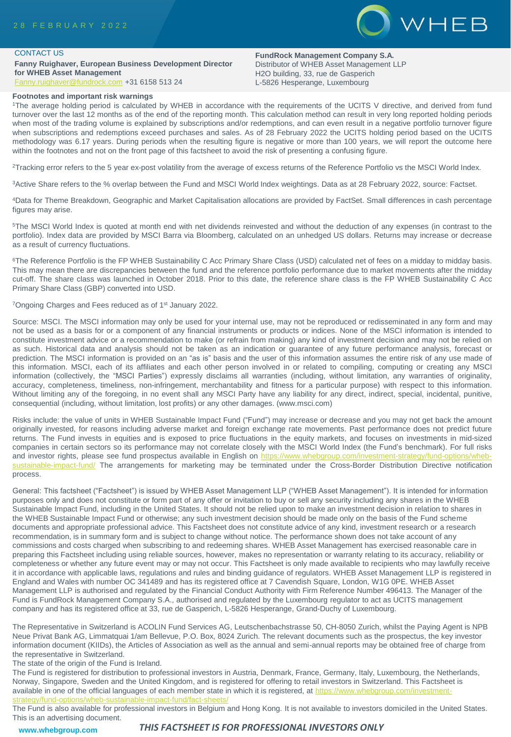28 FEBRUARY 2022

WHEB

CONTACT US

**Fanny Ruighaver, European Business Development Director for WHEB Asset Management**
Fanny.ruighaver@fundrock.com +31 6158 513 24

**FundRock Management Company S.A.**
Distributor of WHEB Asset Management LLP
H2O building, 33, rue de Gasperich
L-5826 Hesperange, Luxembourg

**Footnotes and important risk warnings**

[1]The average holding period is calculated by WHEB in accordance with the requirements of the UCITS V directive, and derived from fund turnover over the last 12 months as of the end of the reporting month. This calculation method can result in very long reported holding periods when most of the trading volume is explained by subscriptions and/or redemptions, and can even result in a negative portfolio turnover figure when subscriptions and redemptions exceed purchases and sales. As of 28 February 2022 the UCITS holding period based on the UCITS methodology was 6.17 years. During periods when the resulting figure is negative or more than 100 years, we will report the outcome here within the footnotes and not on the front page of this factsheet to avoid the risk of presenting a confusing figure.

[2]Tracking error refers to the 5 year ex-post volatility from the average of excess returns of the Reference Portfolio vs the MSCI World Index.

[3]Active Share refers to the % overlap between the Fund and MSCI World Index weightings. Data as at 28 February 2022, source: Factset.

[4]Data for Theme Breakdown, Geographic and Market Capitalisation allocations are provided by FactSet. Small differences in cash percentage figures may arise.

[5]The MSCI World Index is quoted at month end with net dividends reinvested and without the deduction of any expenses (in contrast to the portfolio). Index data are provided by MSCI Barra via Bloomberg, calculated on an unhedged US dollars. Returns may increase or decrease as a result of currency fluctuations.

[6]The Reference Portfolio is the FP WHEB Sustainability C Acc Primary Share Class (USD) calculated net of fees on a midday to midday basis. This may mean there are discrepancies between the fund and the reference portfolio performance due to market movements after the midday cut-off. The share class was launched in October 2018. Prior to this date, the reference share class is the FP WHEB Sustainability C Acc Primary Share Class (GBP) converted into USD.

[7]Ongoing Charges and Fees reduced as of 1st January 2022.

Source: MSCI. The MSCI information may only be used for your internal use, may not be reproduced or redisseminated in any form and may not be used as a basis for or a component of any financial instruments or products or indices. None of the MSCI information is intended to constitute investment advice or a recommendation to make (or refrain from making) any kind of investment decision and may not be relied on as such. Historical data and analysis should not be taken as an indication or guarantee of any future performance analysis, forecast or prediction. The MSCI information is provided on an "as is" basis and the user of this information assumes the entire risk of any use made of this information. MSCI, each of its affiliates and each other person involved in or related to compiling, computing or creating any MSCI information (collectively, the "MSCI Parties") expressly disclaims all warranties (including, without limitation, any warranties of originality, accuracy, completeness, timeliness, non-infringement, merchantability and fitness for a particular purpose) with respect to this information. Without limiting any of the foregoing, in no event shall any MSCI Party have any liability for any direct, indirect, special, incidental, punitive, consequential (including, without limitation, lost profits) or any other damages. (www.msci.com)

Risks include: the value of units in WHEB Sustainable Impact Fund ("Fund") may increase or decrease and you may not get back the amount originally invested, for reasons including adverse market and foreign exchange rate movements. Past performance does not predict future returns. The Fund invests in equities and is exposed to price fluctuations in the equity markets, and focuses on investments in mid-sized companies in certain sectors so its performance may not correlate closely with the MSCI World Index (the Fund's benchmark). For full risks and investor rights, please see fund prospectus available in English on https://www.whebgroup.com/investment-strategy/fund-options/wheb-sustainable-impact-fund/ The arrangements for marketing may be terminated under the Cross-Border Distribution Directive notification process.

General: This factsheet ("Factsheet") is issued by WHEB Asset Management LLP ("WHEB Asset Management"). It is intended for information purposes only and does not constitute or form part of any offer or invitation to buy or sell any security including any shares in the WHEB Sustainable Impact Fund, including in the United States. It should not be relied upon to make an investment decision in relation to shares in the WHEB Sustainable Impact Fund or otherwise; any such investment decision should be made only on the basis of the Fund scheme documents and appropriate professional advice. This Factsheet does not constitute advice of any kind, investment research or a research recommendation, is in summary form and is subject to change without notice. The performance shown does not take account of any commissions and costs charged when subscribing to and redeeming shares. WHEB Asset Management has exercised reasonable care in preparing this Factsheet including using reliable sources, however, makes no representation or warranty relating to its accuracy, reliability or completeness or whether any future event may or may not occur. This Factsheet is only made available to recipients who may lawfully receive it in accordance with applicable laws, regulations and rules and binding guidance of regulators. WHEB Asset Management LLP is registered in England and Wales with number OC 341489 and has its registered office at 7 Cavendish Square, London, W1G 0PE. WHEB Asset Management LLP is authorised and regulated by the Financial Conduct Authority with Firm Reference Number 496413. The Manager of the Fund is FundRock Management Company S.A., authorised and regulated by the Luxembourg regulator to act as UCITS management company and has its registered office at 33, rue de Gasperich, L-5826 Hesperange, Grand-Duchy of Luxembourg.

The Representative in Switzerland is ACOLIN Fund Services AG, Leutschenbachstrasse 50, CH-8050 Zurich, whilst the Paying Agent is NPB Neue Privat Bank AG, Limmatquai 1/am Bellevue, P.O. Box, 8024 Zurich. The relevant documents such as the prospectus, the key investor information document (KIIDs), the Articles of Association as well as the annual and semi-annual reports may be obtained free of charge from the representative in Switzerland.
The state of the origin of the Fund is Ireland.
The Fund is registered for distribution to professional investors in Austria, Denmark, France, Germany, Italy, Luxembourg, the Netherlands, Norway, Singapore, Sweden and the United Kingdom, and is registered for offering to retail investors in Switzerland. This Factsheet is available in one of the official languages of each member state in which it is registered, at https://www.whebgroup.com/investment-strategy/fund-options/wheb-sustainable-impact-fund/fact-sheets/
The Fund is also available for professional investors in Belgium and Hong Kong. It is not available to investors domiciled in the United States. This is an advertising document.

www.whebgroup.com

***THIS FACTSHEET IS FOR PROFESSIONAL INVESTORS ONLY***